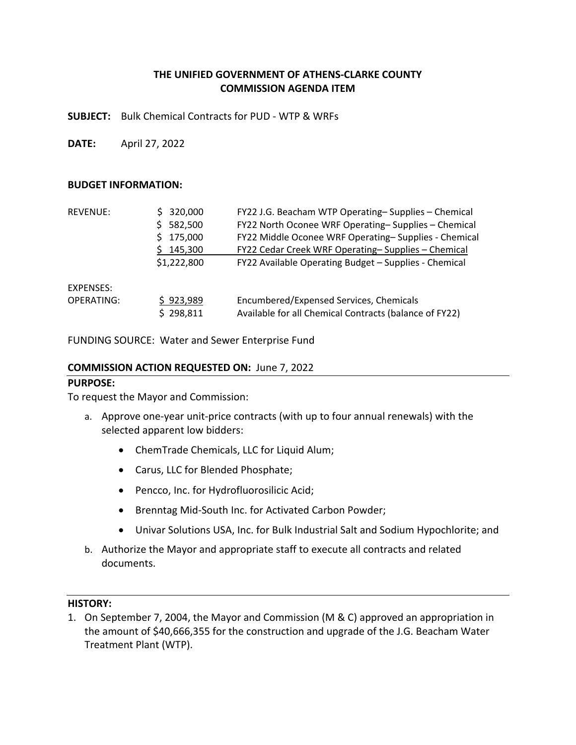**THE UNIFIED GOVERNMENT OF ATHENS-CLARKE COUNTY**
**COMMISSION AGENDA ITEM**

**SUBJECT:** Bulk Chemical Contracts for PUD - WTP & WRFs

**DATE:** April 27, 2022

**BUDGET INFORMATION:**

| | | |
|---|---|---|
| REVENUE: | $ 320,000 | FY22 J.G. Beacham WTP Operating– Supplies – Chemical |
| | $ 582,500 | FY22 North Oconee WRF Operating– Supplies – Chemical |
| | $ 175,000 | FY22 Middle Oconee WRF Operating– Supplies - Chemical |
| | $ 145,300 | FY22 Cedar Creek WRF Operating– Supplies – Chemical |
| | $1,222,800 | FY22 Available Operating Budget – Supplies - Chemical |
| EXPENSES: | | |
| OPERATING: | $ 923,989 | Encumbered/Expensed Services, Chemicals |
| | $ 298,811 | Available for all Chemical Contracts (balance of FY22) |

FUNDING SOURCE: Water and Sewer Enterprise Fund

**COMMISSION ACTION REQUESTED ON:** June 7, 2022

**PURPOSE:**

To request the Mayor and Commission:

a. Approve one-year unit-price contracts (with up to four annual renewals) with the selected apparent low bidders:
   - ChemTrade Chemicals, LLC for Liquid Alum;
   - Carus, LLC for Blended Phosphate;
   - Pencco, Inc. for Hydrofluorosilicic Acid;
   - Brenntag Mid-South Inc. for Activated Carbon Powder;
   - Univar Solutions USA, Inc. for Bulk Industrial Salt and Sodium Hypochlorite; and
b. Authorize the Mayor and appropriate staff to execute all contracts and related documents.

**HISTORY:**

1. On September 7, 2004, the Mayor and Commission (M & C) approved an appropriation in the amount of $40,666,355 for the construction and upgrade of the J.G. Beacham Water Treatment Plant (WTP).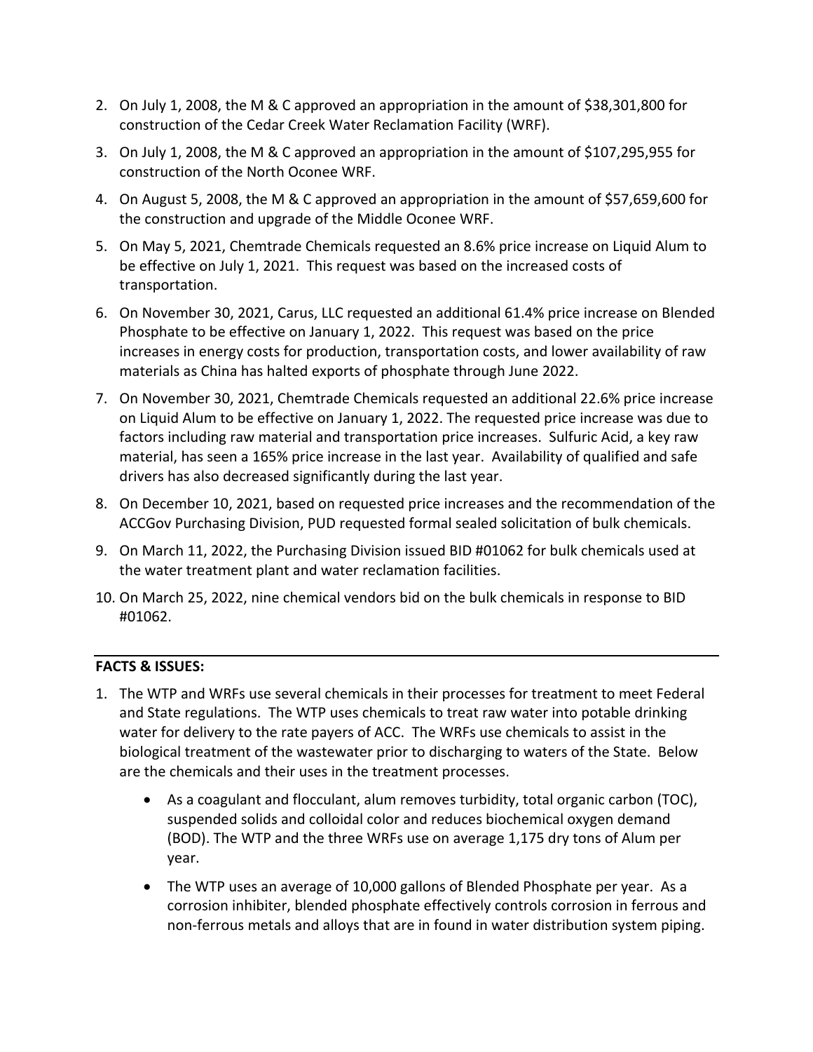2. On July 1, 2008, the M & C approved an appropriation in the amount of $38,301,800 for construction of the Cedar Creek Water Reclamation Facility (WRF).
3. On July 1, 2008, the M & C approved an appropriation in the amount of $107,295,955 for construction of the North Oconee WRF.
4. On August 5, 2008, the M & C approved an appropriation in the amount of $57,659,600 for the construction and upgrade of the Middle Oconee WRF.
5. On May 5, 2021, Chemtrade Chemicals requested an 8.6% price increase on Liquid Alum to be effective on July 1, 2021. This request was based on the increased costs of transportation.
6. On November 30, 2021, Carus, LLC requested an additional 61.4% price increase on Blended Phosphate to be effective on January 1, 2022. This request was based on the price increases in energy costs for production, transportation costs, and lower availability of raw materials as China has halted exports of phosphate through June 2022.
7. On November 30, 2021, Chemtrade Chemicals requested an additional 22.6% price increase on Liquid Alum to be effective on January 1, 2022. The requested price increase was due to factors including raw material and transportation price increases. Sulfuric Acid, a key raw material, has seen a 165% price increase in the last year. Availability of qualified and safe drivers has also decreased significantly during the last year.
8. On December 10, 2021, based on requested price increases and the recommendation of the ACCGov Purchasing Division, PUD requested formal sealed solicitation of bulk chemicals.
9. On March 11, 2022, the Purchasing Division issued BID #01062 for bulk chemicals used at the water treatment plant and water reclamation facilities.
10. On March 25, 2022, nine chemical vendors bid on the bulk chemicals in response to BID #01062.

**FACTS & ISSUES:**

1. The WTP and WRFs use several chemicals in their processes for treatment to meet Federal and State regulations. The WTP uses chemicals to treat raw water into potable drinking water for delivery to the rate payers of ACC. The WRFs use chemicals to assist in the biological treatment of the wastewater prior to discharging to waters of the State. Below are the chemicals and their uses in the treatment processes.
    - As a coagulant and flocculant, alum removes turbidity, total organic carbon (TOC), suspended solids and colloidal color and reduces biochemical oxygen demand (BOD). The WTP and the three WRFs use on average 1,175 dry tons of Alum per year.
    - The WTP uses an average of 10,000 gallons of Blended Phosphate per year. As a corrosion inhibiter, blended phosphate effectively controls corrosion in ferrous and non-ferrous metals and alloys that are in found in water distribution system piping.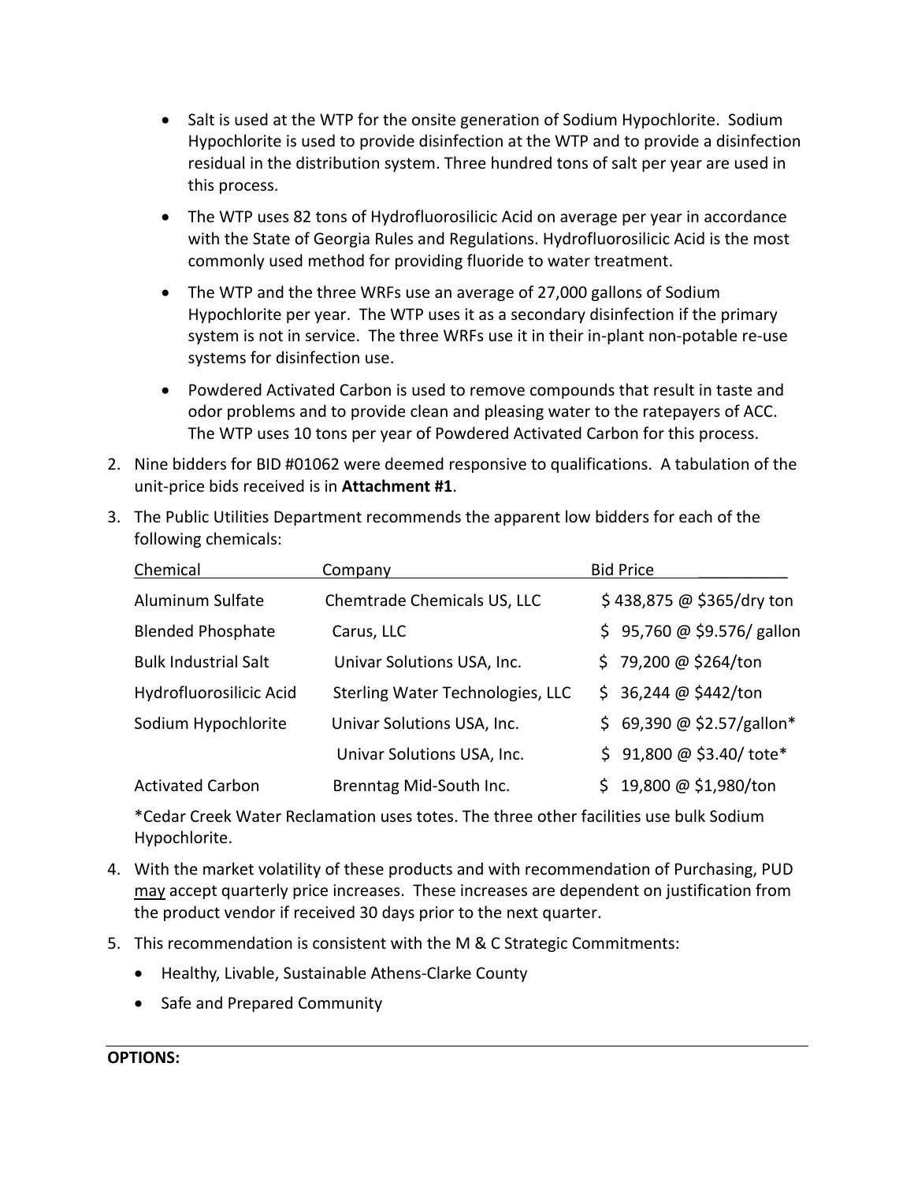- Salt is used at the WTP for the onsite generation of Sodium Hypochlorite. Sodium Hypochlorite is used to provide disinfection at the WTP and to provide a disinfection residual in the distribution system. Three hundred tons of salt per year are used in this process.
- The WTP uses 82 tons of Hydrofluorosilicic Acid on average per year in accordance with the State of Georgia Rules and Regulations. Hydrofluorosilicic Acid is the most commonly used method for providing fluoride to water treatment.
- The WTP and the three WRFs use an average of 27,000 gallons of Sodium Hypochlorite per year. The WTP uses it as a secondary disinfection if the primary system is not in service. The three WRFs use it in their in-plant non-potable re-use systems for disinfection use.
- Powdered Activated Carbon is used to remove compounds that result in taste and odor problems and to provide clean and pleasing water to the ratepayers of ACC. The WTP uses 10 tons per year of Powdered Activated Carbon for this process.

2. Nine bidders for BID #01062 were deemed responsive to qualifications. A tabulation of the unit-price bids received is in **Attachment #1**.

3. The Public Utilities Department recommends the apparent low bidders for each of the following chemicals:

| Chemical | Company | Bid Price |
|---|---|---|
| Aluminum Sulfate | Chemtrade Chemicals US, LLC | $ 438,875 @ $365/dry ton |
| Blended Phosphate | Carus, LLC | $ 95,760 @ $9.576/ gallon |
| Bulk Industrial Salt | Univar Solutions USA, Inc. | $ 79,200 @ $264/ton |
| Hydrofluorosilicic Acid | Sterling Water Technologies, LLC | $ 36,244 @ $442/ton |
| Sodium Hypochlorite | Univar Solutions USA, Inc. | $ 69,390 @ $2.57/gallon* |
| | Univar Solutions USA, Inc. | $ 91,800 @ $3.40/ tote* |
| Activated Carbon | Brenntag Mid-South Inc. | $ 19,800 @ $1,980/ton |

*Cedar Creek Water Reclamation uses totes. The three other facilities use bulk Sodium Hypochlorite.

4. With the market volatility of these products and with recommendation of Purchasing, PUD <u>may</u> accept quarterly price increases. These increases are dependent on justification from the product vendor if received 30 days prior to the next quarter.

5. This recommendation is consistent with the M & C Strategic Commitments:
   - Healthy, Livable, Sustainable Athens-Clarke County
   - Safe and Prepared Community

---

**OPTIONS:**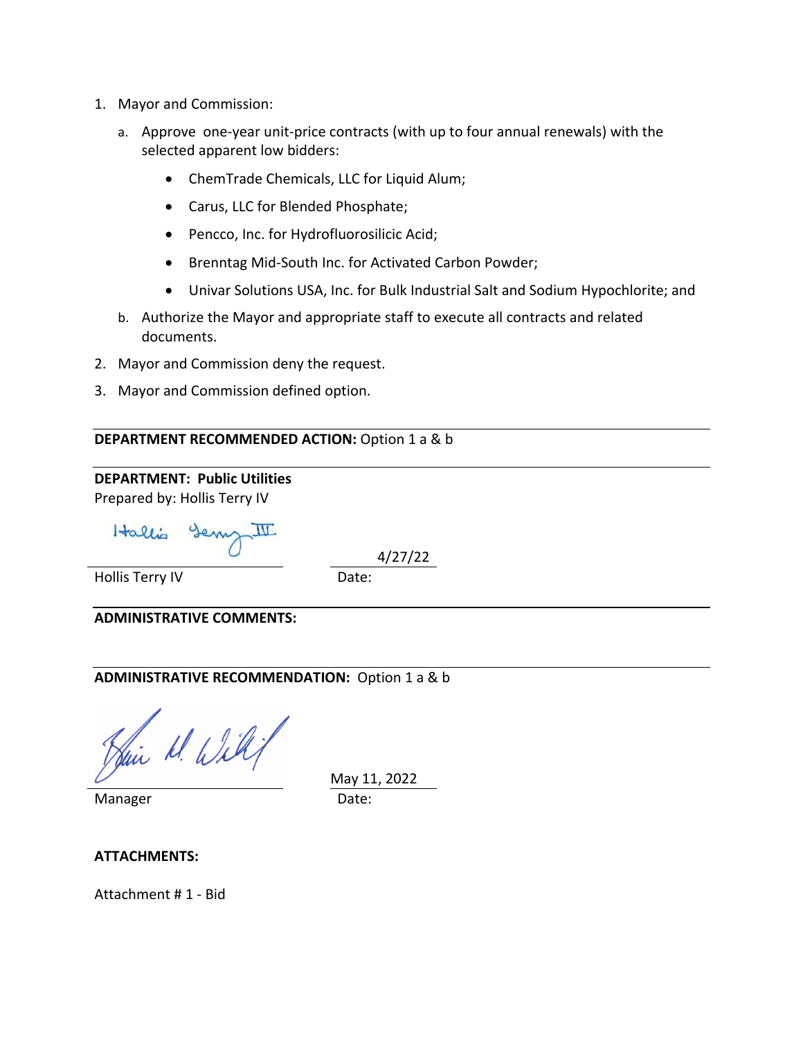1. Mayor and Commission:
   a. Approve one-year unit-price contracts (with up to four annual renewals) with the selected apparent low bidders:
      - ChemTrade Chemicals, LLC for Liquid Alum;
      - Carus, LLC for Blended Phosphate;
      - Pencco, Inc. for Hydrofluorosilicic Acid;
      - Brenntag Mid-South Inc. for Activated Carbon Powder;
      - Univar Solutions USA, Inc. for Bulk Industrial Salt and Sodium Hypochlorite; and
   b. Authorize the Mayor and appropriate staff to execute all contracts and related documents.
2. Mayor and Commission deny the request.
3. Mayor and Commission defined option.

---

**DEPARTMENT RECOMMENDED ACTION:** Option 1 a & b

---

**DEPARTMENT: Public Utilities**
Prepared by: Hollis Terry IV

Hollis Terry IV — Date: 4/27/22

---

**ADMINISTRATIVE COMMENTS:**

---

**ADMINISTRATIVE RECOMMENDATION:** Option 1 a & b

Manager — Date: May 11, 2022

**ATTACHMENTS:**

Attachment # 1 - Bid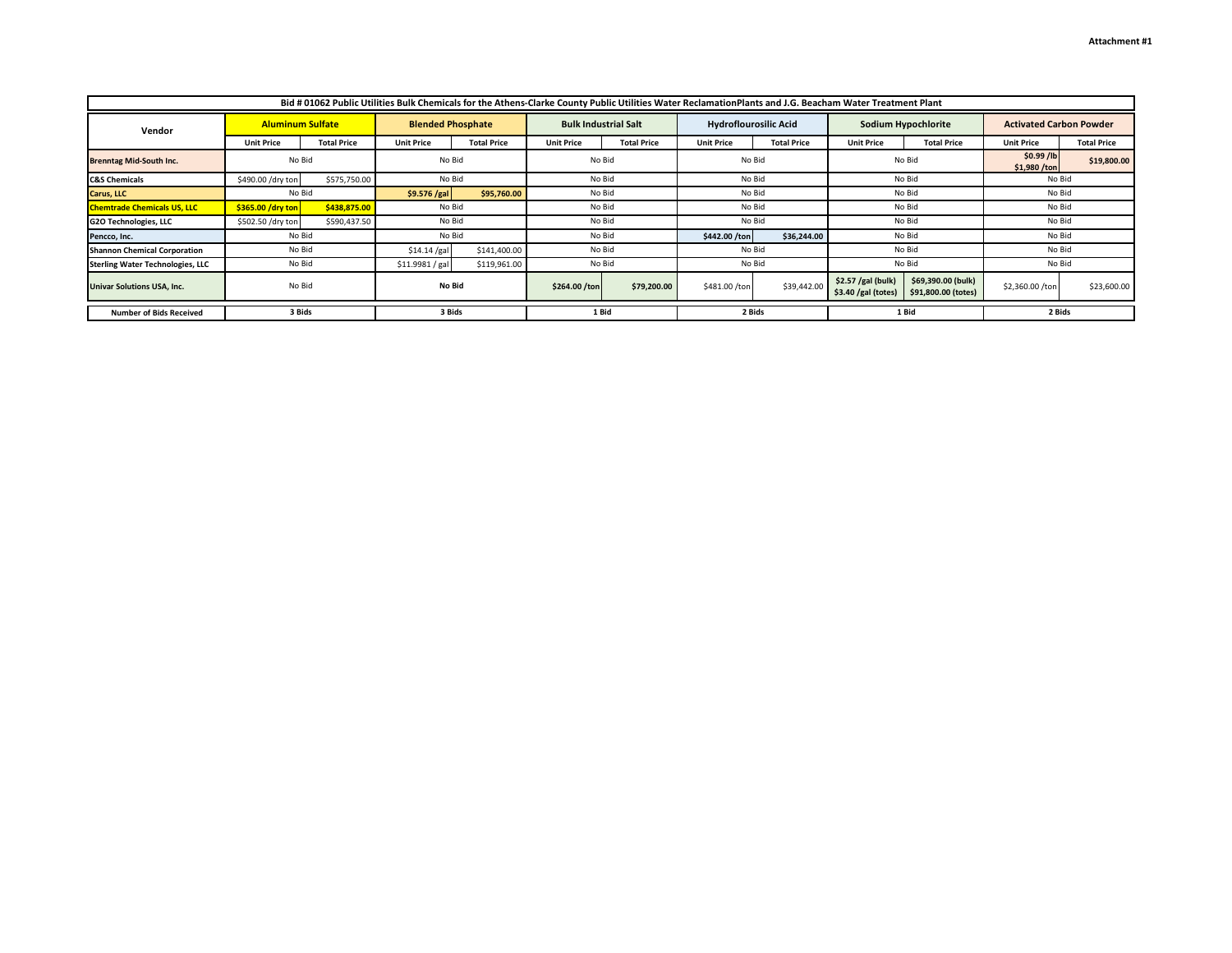Attachment #1

| Bid # 01062 Public Utilities Bulk Chemicals for the Athens-Clarke County Public Utilities Water ReclamationPlants and J.G. Beacham Water Treatment Plant | | | | | | | | | | | | |
|---|---|---|---|---|---|---|---|---|---|---|---|---|
| Vendor | Aluminum Sulfate | | Blended Phosphate | | Bulk Industrial Salt | | Hydroflourosilic Acid | | Sodium Hypochlorite | | Activated Carbon Powder | |
| | Unit Price | Total Price | Unit Price | Total Price | Unit Price | Total Price | Unit Price | Total Price | Unit Price | Total Price | Unit Price | Total Price |
| Brenntag Mid-South Inc. | No Bid | | No Bid | | No Bid | | No Bid | | No Bid | | $0.99 /lb $1,980 /ton | $19,800.00 |
| C&S Chemicals | $490.00 /dry ton | $575,750.00 | No Bid | | No Bid | | No Bid | | No Bid | | No Bid | |
| Carus, LLC | No Bid | | $9.576 /gal | $95,760.00 | No Bid | | No Bid | | No Bid | | No Bid | |
| Chemtrade Chemicals US, LLC | $365.00 /dry ton | $438,875.00 | No Bid | | No Bid | | No Bid | | No Bid | | No Bid | |
| G2O Technologies, LLC | $502.50 /dry ton | $590,437.50 | No Bid | | No Bid | | No Bid | | No Bid | | No Bid | |
| Pencco, Inc. | No Bid | | No Bid | | No Bid | | $442.00 /ton | $36,244.00 | No Bid | | No Bid | |
| Shannon Chemical Corporation | No Bid | | $14.14 /gal | $141,400.00 | No Bid | | No Bid | | No Bid | | No Bid | |
| Sterling Water Technologies, LLC | No Bid | | $11.9981 / gal | $119,961.00 | No Bid | | No Bid | | No Bid | | No Bid | |
| Univar Solutions USA, Inc. | No Bid | | No Bid | | $264.00 /ton | $79,200.00 | $481.00 /ton | $39,442.00 | $2.57 /gal (bulk) $3.40 /gal (totes) | $69,390.00 (bulk) $91,800.00 (totes) | $2,360.00 /ton | $23,600.00 |
| Number of Bids Received | 3 Bids | | 3 Bids | | 1 Bid | | 2 Bids | | 1 Bid | | 2 Bids | |